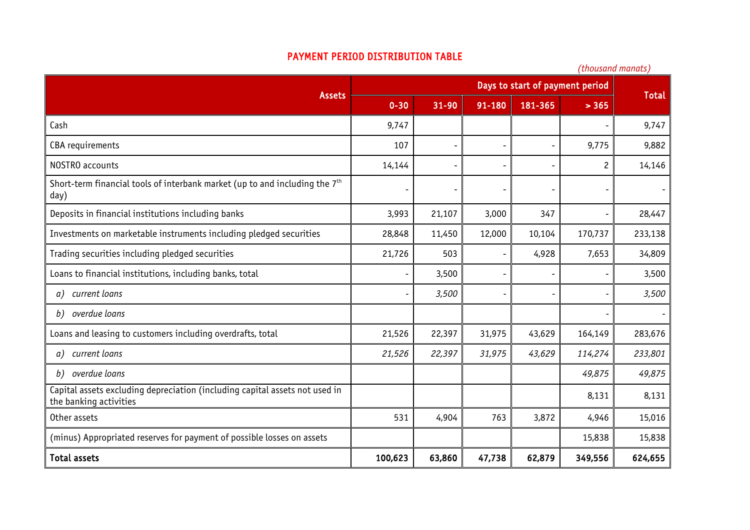## PAYMENT PERIOD DISTRIBUTION TABLE

*(thousand manats)*

| Assets | Days to start of payment period | | | | | Total |
|---|---|---|---|---|---|---|
| | 0-30 | 31-90 | 91-180 | 181-365 | > 365 | |
| Cash | 9,747 | | | | - | 9,747 |
| CBA requirements | 107 | - | - | - | 9,775 | 9,882 |
| NOSTRO accounts | 14,144 | - | - | - | 2 | 14,146 |
| Short-term financial tools of interbank market (up to and including the 7th day) | - | - | - | - | - | - |
| Deposits in financial institutions including banks | 3,993 | 21,107 | 3,000 | 347 | - | 28,447 |
| Investments on marketable instruments including pledged securities | 28,848 | 11,450 | 12,000 | 10,104 | 170,737 | 233,138 |
| Trading securities including pledged securities | 21,726 | 503 | - | 4,928 | 7,653 | 34,809 |
| Loans to financial institutions, including banks, total | - | 3,500 | - | - | - | 3,500 |
| *a) current loans* | - | *3,500* | - | - | - | *3,500* |
| *b) overdue loans* | | | | | - | - |
| Loans and leasing to customers including overdrafts, total | 21,526 | 22,397 | 31,975 | 43,629 | 164,149 | 283,676 |
| *a) current loans* | *21,526* | *22,397* | *31,975* | *43,629* | *114,274* | *233,801* |
| *b) overdue loans* | | | | | *49,875* | *49,875* |
| Capital assets excluding depreciation (including capital assets not used in the banking activities | | | | | 8,131 | 8,131 |
| Other assets | 531 | 4,904 | 763 | 3,872 | 4,946 | 15,016 |
| (minus) Appropriated reserves for payment of possible losses on assets | | | | | 15,838 | 15,838 |
| **Total assets** | **100,623** | **63,860** | **47,738** | **62,879** | **349,556** | **624,655** |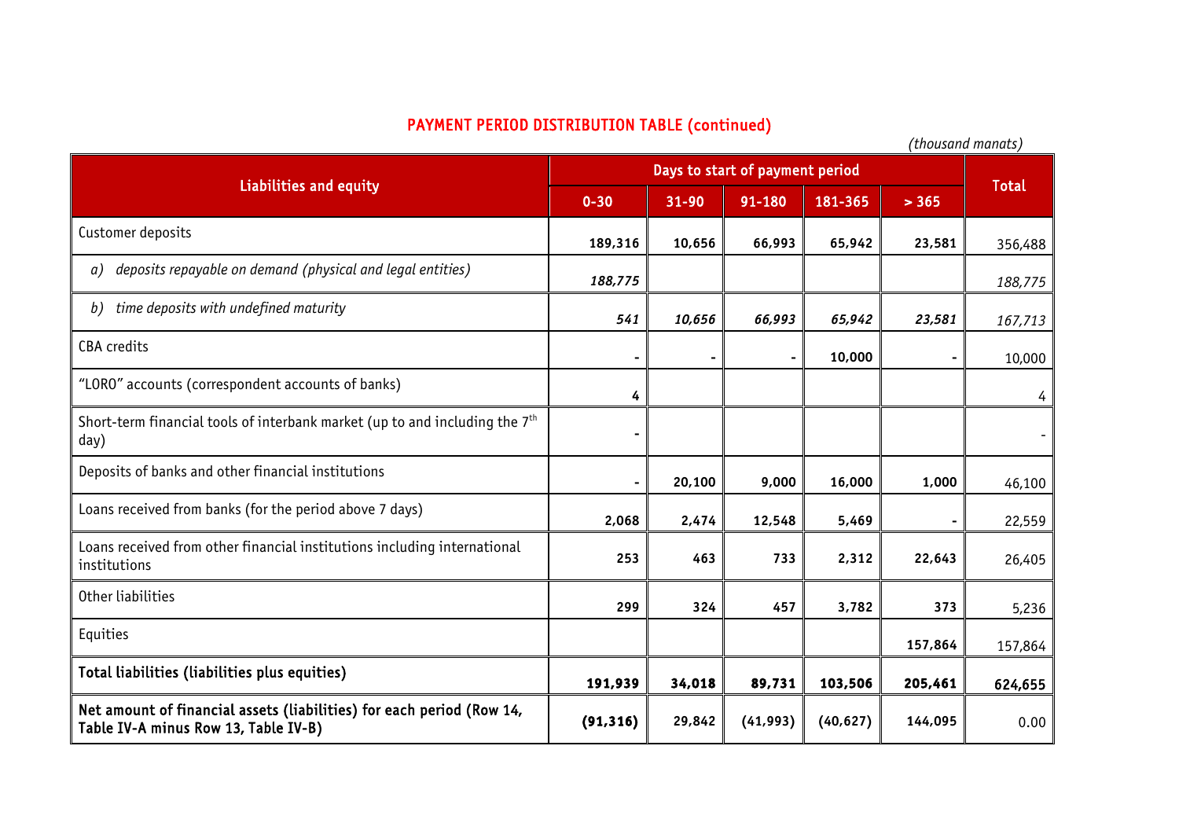## PAYMENT PERIOD DISTRIBUTION TABLE (continued)

*(thousand manats)*

| Liabilities and equity | Days to start of payment period | | | | | Total |
|---|---|---|---|---|---|---|
| | 0-30 | 31-90 | 91-180 | 181-365 | > 365 | |
| Customer deposits | 189,316 | 10,656 | 66,993 | 65,942 | 23,581 | 356,488 |
| *a) deposits repayable on demand (physical and legal entities)* | *188,775* | | | | | *188,775* |
| *b) time deposits with undefined maturity* | *541* | *10,656* | *66,993* | *65,942* | *23,581* | *167,713* |
| CBA credits | - | - | - | 10,000 | - | 10,000 |
| "LORO" accounts (correspondent accounts of banks) | 4 | | | | | 4 |
| Short-term financial tools of interbank market (up to and including the 7th day) | - | | | | | - |
| Deposits of banks and other financial institutions | - | 20,100 | 9,000 | 16,000 | 1,000 | 46,100 |
| Loans received from banks (for the period above 7 days) | 2,068 | 2,474 | 12,548 | 5,469 | - | 22,559 |
| Loans received from other financial institutions including international institutions | 253 | 463 | 733 | 2,312 | 22,643 | 26,405 |
| Other liabilities | 299 | 324 | 457 | 3,782 | 373 | 5,236 |
| Equities | | | | | 157,864 | 157,864 |
| **Total liabilities (liabilities plus equities)** | **191,939** | **34,018** | **89,731** | **103,506** | **205,461** | **624,655** |
| **Net amount of financial assets (liabilities) for each period (Row 14, Table IV-A minus Row 13, Table IV-B)** | **(91,316)** | 29,842 | (41,993) | (40,627) | 144,095 | 0.00 |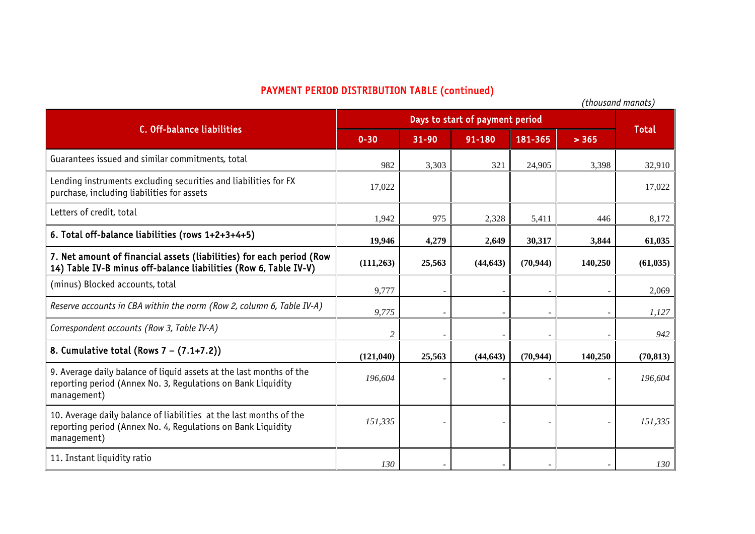## PAYMENT PERIOD DISTRIBUTION TABLE (continued)

*(thousand manats)*

| C. Off-balance liabilities | Days to start of payment period | | | | | Total |
|---|---|---|---|---|---|---|
| | 0-30 | 31-90 | 91-180 | 181-365 | > 365 | |
| Guarantees issued and similar commitments, total | 982 | 3,303 | 321 | 24,905 | 3,398 | 32,910 |
| Lending instruments excluding securities and liabilities for FX purchase, including liabilities for assets | 17,022 | | | | | 17,022 |
| Letters of credit, total | 1,942 | 975 | 2,328 | 5,411 | 446 | 8,172 |
| **6. Total off-balance liabilities (rows 1+2+3+4+5)** | **19,946** | **4,279** | **2,649** | **30,317** | **3,844** | **61,035** |
| **7. Net amount of financial assets (liabilities) for each period (Row 14) Table IV-B minus off-balance liabilities (Row 6, Table IV-V)** | **(111,263)** | **25,563** | **(44,643)** | **(70,944)** | **140,250** | **(61,035)** |
| (minus) Blocked accounts, total | 9,777 | - | - | - | - | 2,069 |
| *Reserve accounts in CBA within the norm (Row 2, column 6, Table IV-A)* | *9,775* | - | - | - | - | *1,127* |
| *Correspondent accounts (Row 3, Table IV-A)* | *2* | - | - | - | - | *942* |
| **8. Cumulative total (Rows 7 – (7.1+7.2))** | **(121,040)** | **25,563** | **(44,643)** | **(70,944)** | **140,250** | **(70,813)** |
| 9. Average daily balance of liquid assets at the last months of the reporting period (Annex No. 3, Regulations on Bank Liquidity management) | *196,604* | - | - | - | - | *196,604* |
| 10. Average daily balance of liabilities at the last months of the reporting period (Annex No. 4, Regulations on Bank Liquidity management) | *151,335* | - | - | - | - | *151,335* |
| 11. Instant liquidity ratio | *130* | - | - | - | - | *130* |